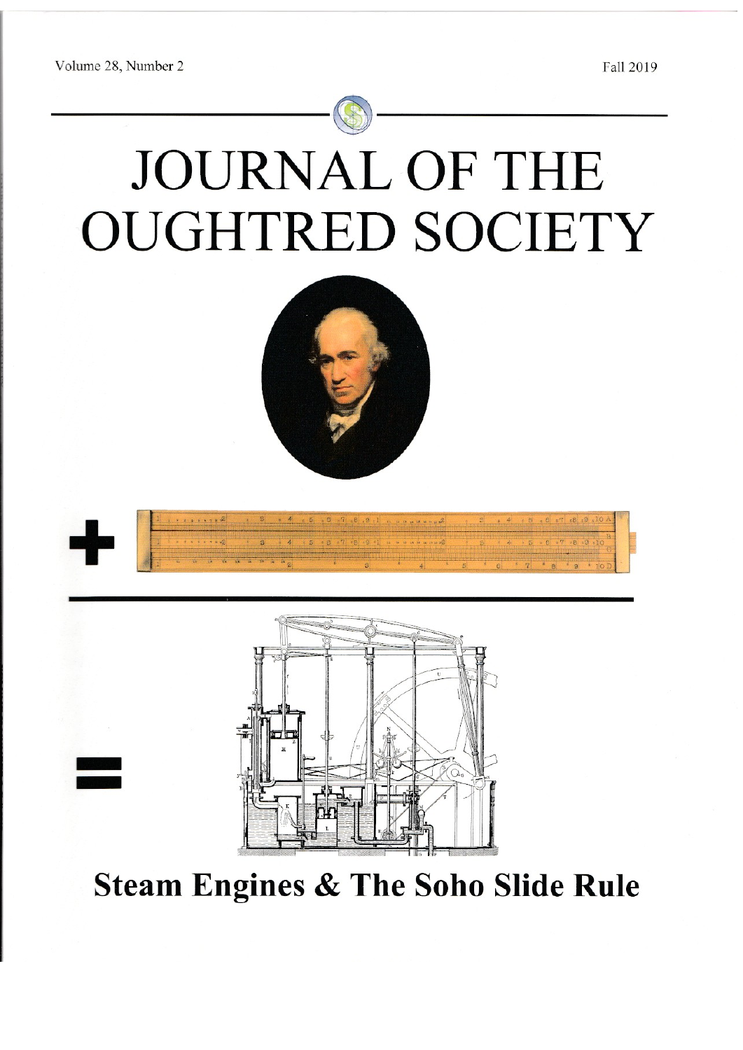Volume 28, Number 2

Fall 2019

# JOURNAL OF THE OUGHTRED SOCIETY

## Steam Engines & The Soho Slide Rule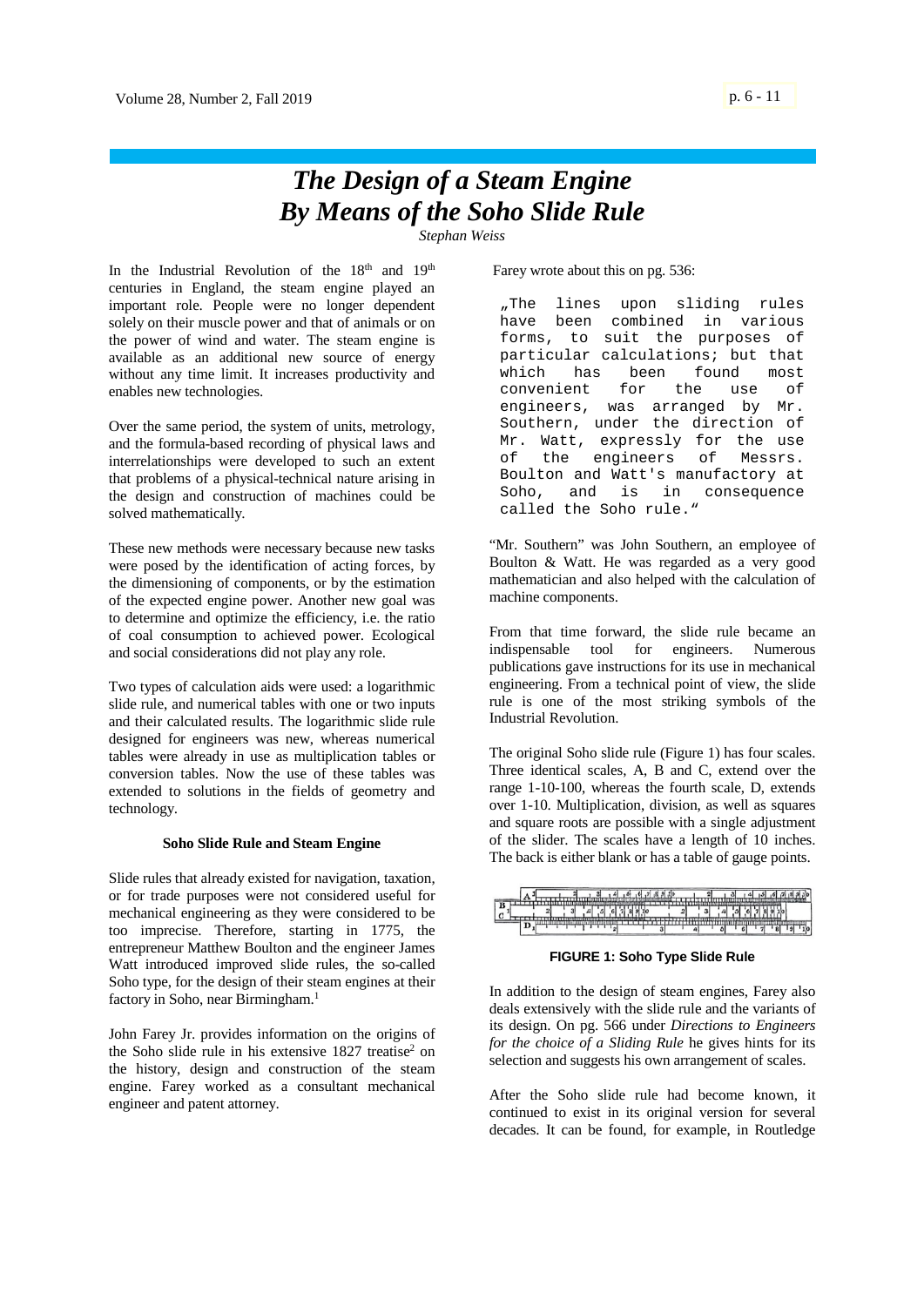# *The Design of a Steam Engine By Means of the Soho Slide Rule*

*Stephan Weiss*

In the Industrial Revolution of the 18th and 19th centuries in England, the steam engine played an important role. People were no longer dependent solely on their muscle power and that of animals or on the power of wind and water. The steam engine is available as an additional new source of energy without any time limit. It increases productivity and enables new technologies.

Over the same period, the system of units, metrology, and the formula-based recording of physical laws and interrelationships were developed to such an extent that problems of a physical-technical nature arising in the design and construction of machines could be solved mathematically.

These new methods were necessary because new tasks were posed by the identification of acting forces, by the dimensioning of components, or by the estimation of the expected engine power. Another new goal was to determine and optimize the efficiency, i.e. the ratio of coal consumption to achieved power. Ecological and social considerations did not play any role.

Two types of calculation aids were used: a logarithmic slide rule, and numerical tables with one or two inputs and their calculated results. The logarithmic slide rule designed for engineers was new, whereas numerical tables were already in use as multiplication tables or conversion tables. Now the use of these tables was extended to solutions in the fields of geometry and technology.

### Soho Slide Rule and Steam Engine

Slide rules that already existed for navigation, taxation, or for trade purposes were not considered useful for mechanical engineering as they were considered to be too imprecise. Therefore, starting in 1775, the entrepreneur Matthew Boulton and the engineer James Watt introduced improved slide rules, the so-called Soho type, for the design of their steam engines at their factory in Soho, near Birmingham.[1]

John Farey Jr. provides information on the origins of the Soho slide rule in his extensive 1827 treatise[2] on the history, design and construction of the steam engine. Farey worked as a consultant mechanical engineer and patent attorney.

Farey wrote about this on pg. 536:

> „The lines upon sliding rules have been combined in various forms, to suit the purposes of particular calculations; but that which has been found most convenient for the use of engineers, was arranged by Mr. Southern, under the direction of Mr. Watt, expressly for the use of the engineers of Messrs. Boulton and Watt's manufactory at Soho, and is in consequence called the Soho rule."

"Mr. Southern" was John Southern, an employee of Boulton & Watt. He was regarded as a very good mathematician and also helped with the calculation of machine components.

From that time forward, the slide rule became an indispensable tool for engineers. Numerous publications gave instructions for its use in mechanical engineering. From a technical point of view, the slide rule is one of the most striking symbols of the Industrial Revolution.

The original Soho slide rule (Figure 1) has four scales. Three identical scales, A, B and C, extend over the range 1-10-100, whereas the fourth scale, D, extends over 1-10. Multiplication, division, as well as squares and square roots are possible with a single adjustment of the slider. The scales have a length of 10 inches. The back is either blank or has a table of gauge points.

**FIGURE 1: Soho Type Slide Rule**

In addition to the design of steam engines, Farey also deals extensively with the slide rule and the variants of its design. On pg. 566 under *Directions to Engineers for the choice of a Sliding Rule* he gives hints for its selection and suggests his own arrangement of scales.

After the Soho slide rule had become known, it continued to exist in its original version for several decades. It can be found, for example, in Routledge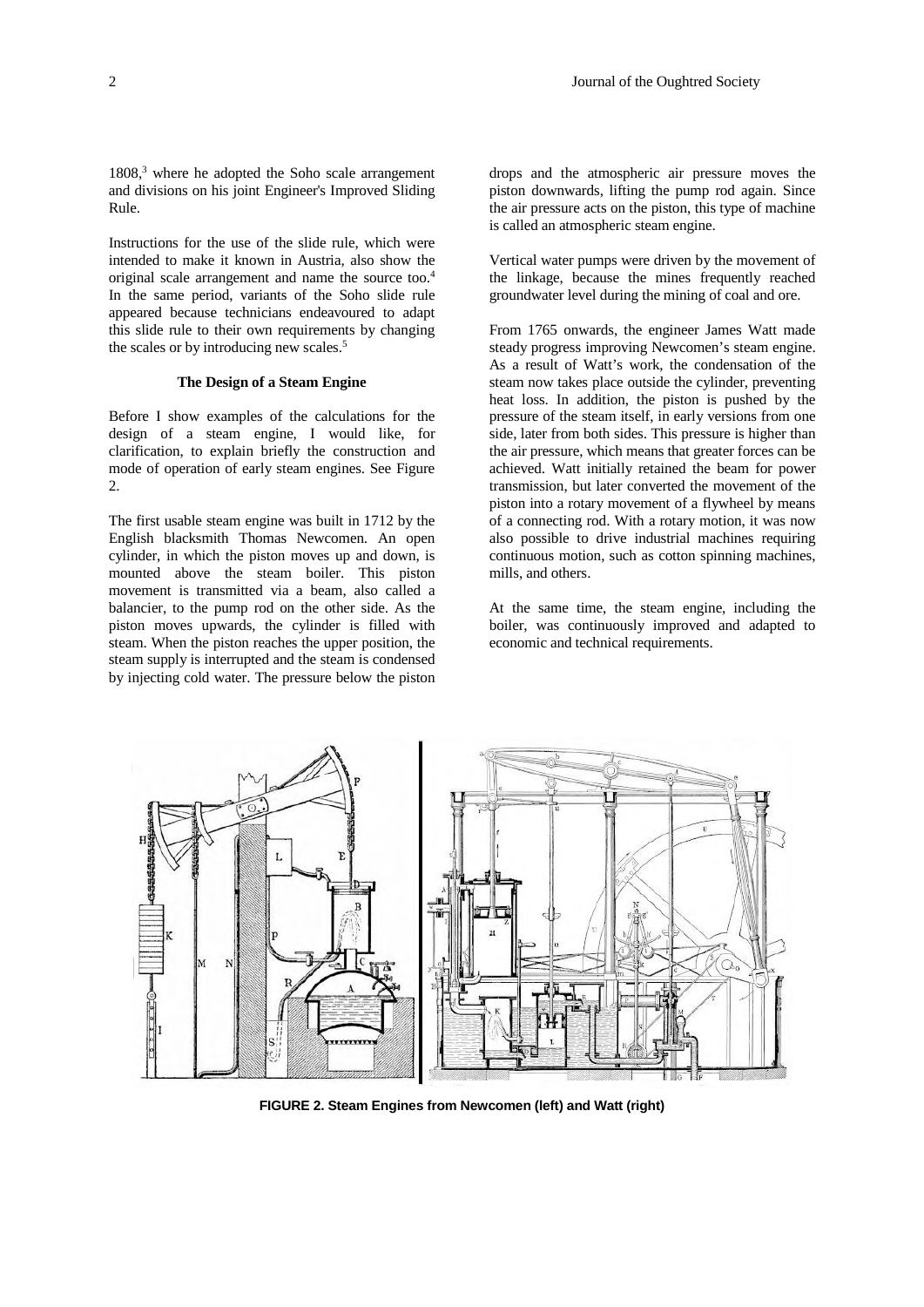1808,[3] where he adopted the Soho scale arrangement and divisions on his joint Engineer's Improved Sliding Rule.

Instructions for the use of the slide rule, which were intended to make it known in Austria, also show the original scale arrangement and name the source too.[4] In the same period, variants of the Soho slide rule appeared because technicians endeavoured to adapt this slide rule to their own requirements by changing the scales or by introducing new scales.[5]

### The Design of a Steam Engine

Before I show examples of the calculations for the design of a steam engine, I would like, for clarification, to explain briefly the construction and mode of operation of early steam engines. See Figure 2.

The first usable steam engine was built in 1712 by the English blacksmith Thomas Newcomen. An open cylinder, in which the piston moves up and down, is mounted above the steam boiler. This piston movement is transmitted via a beam, also called a balancier, to the pump rod on the other side. As the piston moves upwards, the cylinder is filled with steam. When the piston reaches the upper position, the steam supply is interrupted and the steam is condensed by injecting cold water. The pressure below the piston drops and the atmospheric air pressure moves the piston downwards, lifting the pump rod again. Since the air pressure acts on the piston, this type of machine is called an atmospheric steam engine.

Vertical water pumps were driven by the movement of the linkage, because the mines frequently reached groundwater level during the mining of coal and ore.

From 1765 onwards, the engineer James Watt made steady progress improving Newcomen's steam engine. As a result of Watt's work, the condensation of the steam now takes place outside the cylinder, preventing heat loss. In addition, the piston is pushed by the pressure of the steam itself, in early versions from one side, later from both sides. This pressure is higher than the air pressure, which means that greater forces can be achieved. Watt initially retained the beam for power transmission, but later converted the movement of the piston into a rotary movement of a flywheel by means of a connecting rod. With a rotary motion, it was now also possible to drive industrial machines requiring continuous motion, such as cotton spinning machines, mills, and others.

At the same time, the steam engine, including the boiler, was continuously improved and adapted to economic and technical requirements.

**FIGURE 2. Steam Engines from Newcomen (left) and Watt (right)**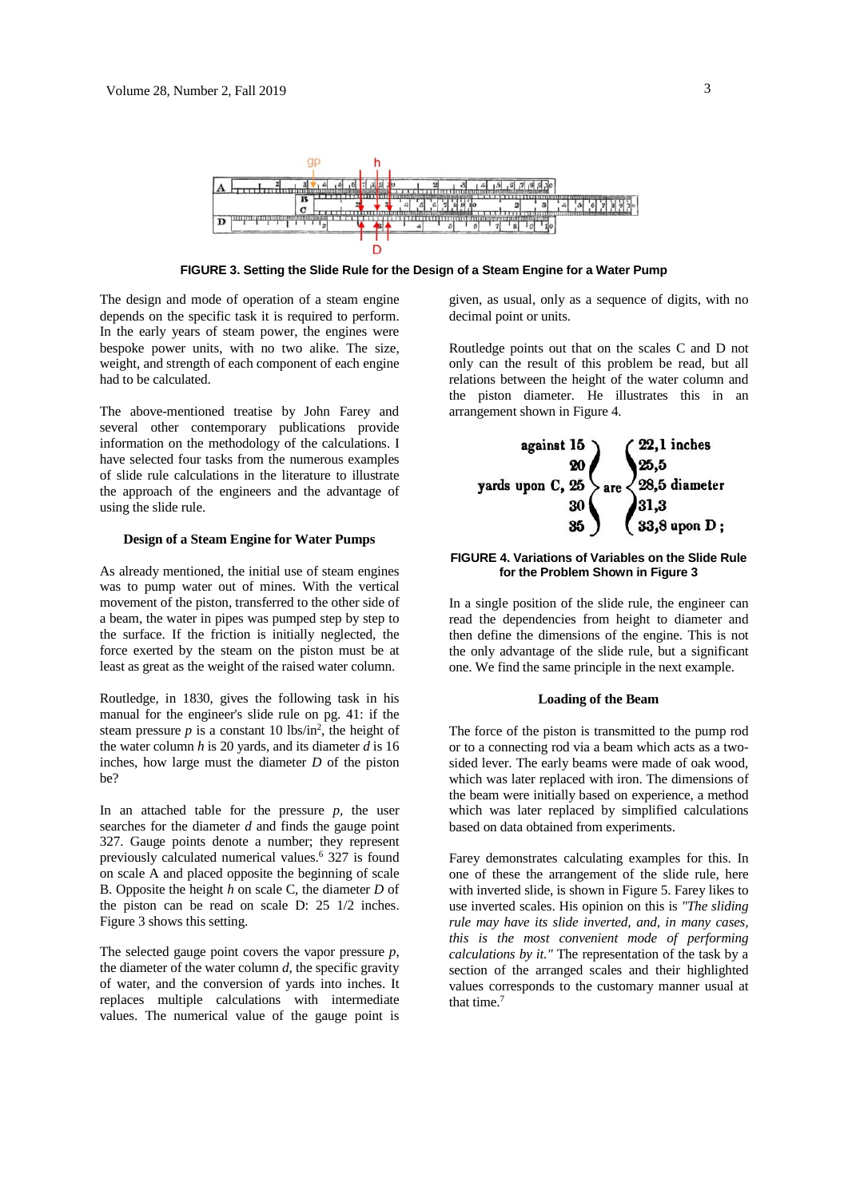FIGURE 3. Setting the Slide Rule for the Design of a Steam Engine for a Water Pump

The design and mode of operation of a steam engine depends on the specific task it is required to perform. In the early years of steam power, the engines were bespoke power units, with no two alike. The size, weight, and strength of each component of each engine had to be calculated.

The above-mentioned treatise by John Farey and several other contemporary publications provide information on the methodology of the calculations. I have selected four tasks from the numerous examples of slide rule calculations in the literature to illustrate the approach of the engineers and the advantage of using the slide rule.

### Design of a Steam Engine for Water Pumps

As already mentioned, the initial use of steam engines was to pump water out of mines. With the vertical movement of the piston, transferred to the other side of a beam, the water in pipes was pumped step by step to the surface. If the friction is initially neglected, the force exerted by the steam on the piston must be at least as great as the weight of the raised water column.

Routledge, in 1830, gives the following task in his manual for the engineer's slide rule on pg. 41: if the steam pressure $p$ is a constant 10 lbs/in$^2$, the height of the water column $h$ is 20 yards, and its diameter $d$ is 16 inches, how large must the diameter $D$ of the piston be?

In an attached table for the pressure $p$, the user searches for the diameter $d$ and finds the gauge point 327. Gauge points denote a number; they represent previously calculated numerical values.[6] 327 is found on scale A and placed opposite the beginning of scale B. Opposite the height $h$ on scale C, the diameter $D$ of the piston can be read on scale D: 25 1/2 inches. Figure 3 shows this setting.

The selected gauge point covers the vapor pressure $p$, the diameter of the water column $d$, the specific gravity of water, and the conversion of yards into inches. It replaces multiple calculations with intermediate values. The numerical value of the gauge point is given, as usual, only as a sequence of digits, with no decimal point or units.

Routledge points out that on the scales C and D not only can the result of this problem be read, but all relations between the height of the water column and the piston diameter. He illustrates this in an arrangement shown in Figure 4.

against 15 } { 22,1 inches
20 } { 25,5
yards upon C, 25 } are { 28,5 diameter
30 } { 31,3
35 } { 33,8 upon D ;

FIGURE 4. Variations of Variables on the Slide Rule for the Problem Shown in Figure 3

In a single position of the slide rule, the engineer can read the dependencies from height to diameter and then define the dimensions of the engine. This is not the only advantage of the slide rule, but a significant one. We find the same principle in the next example.

### Loading of the Beam

The force of the piston is transmitted to the pump rod or to a connecting rod via a beam which acts as a two-sided lever. The early beams were made of oak wood, which was later replaced with iron. The dimensions of the beam were initially based on experience, a method which was later replaced by simplified calculations based on data obtained from experiments.

Farey demonstrates calculating examples for this. In one of these the arrangement of the slide rule, here with inverted slide, is shown in Figure 5. Farey likes to use inverted scales. His opinion on this is *"The sliding rule may have its slide inverted, and, in many cases, this is the most convenient mode of performing calculations by it."* The representation of the task by a section of the arranged scales and their highlighted values corresponds to the customary manner usual at that time.[7]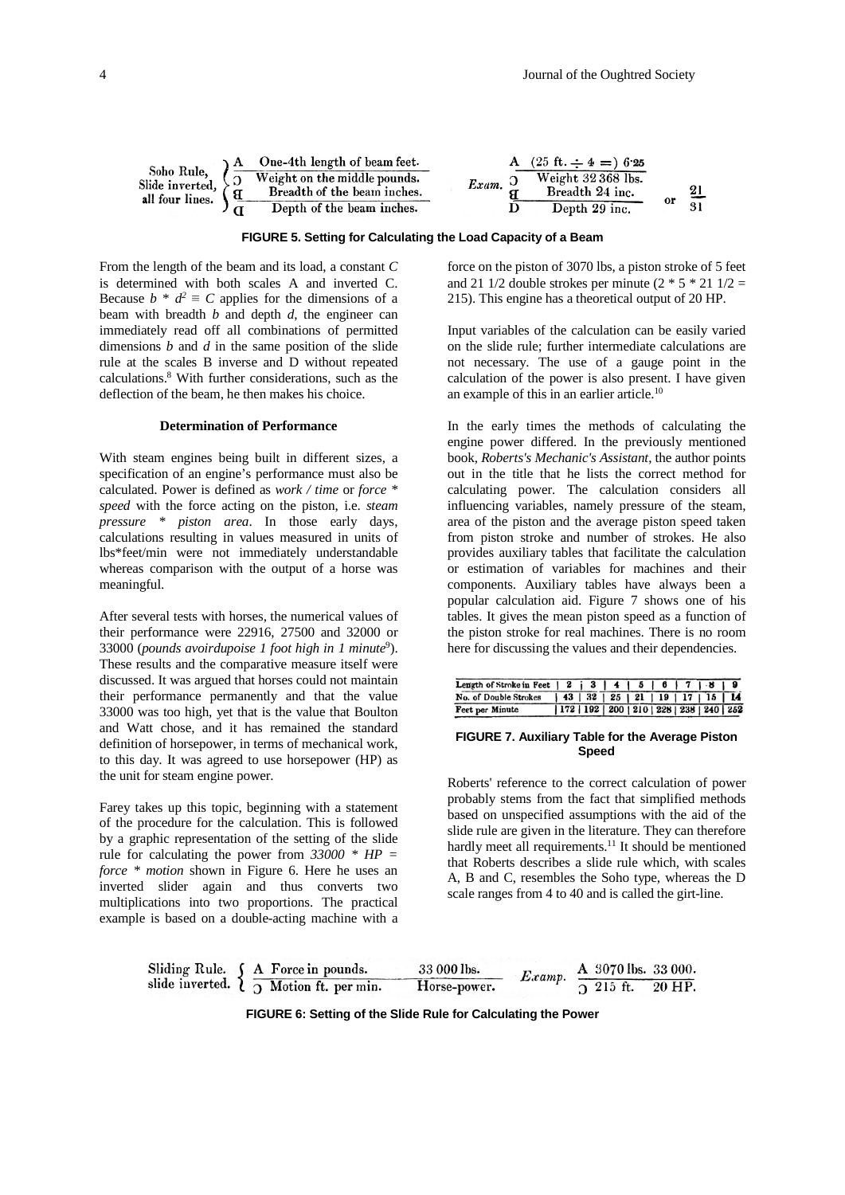| Soho Rule, Slide inverted, all four lines. | A | One-4th length of beam feet. | Exam. | A | (25 ft. ÷ 4 =) 6·25 | |
|---|---|---|---|---|---|---|
| | Ɔ | Weight on the middle pounds. | | Ɔ | Weight 32 368 lbs. | |
| | ꟻ | Breadth of the beam inches. | | ꟻ | Breadth 24 inc. | or 21 |
| | Ԁ | Depth of the beam inches. | | D | Depth 29 inc. | 31 |

**FIGURE 5. Setting for Calculating the Load Capacity of a Beam**

From the length of the beam and its load, a constant *C* is determined with both scales A and inverted C. Because $b * d^2 \equiv C$ applies for the dimensions of a beam with breadth *b* and depth *d*, the engineer can immediately read off all combinations of permitted dimensions *b* and *d* in the same position of the slide rule at the scales B inverse and D without repeated calculations.[8] With further considerations, such as the deflection of the beam, he then makes his choice.

### Determination of Performance

With steam engines being built in different sizes, a specification of an engine's performance must also be calculated. Power is defined as *work / time* or *force * speed* with the force acting on the piston, i.e. *steam pressure * piston area*. In those early days, calculations resulting in values measured in units of lbs*feet/min were not immediately understandable whereas comparison with the output of a horse was meaningful.

After several tests with horses, the numerical values of their performance were 22916, 27500 and 32000 or 33000 (*pounds avoirdupoise 1 foot high in 1 minute*[9]). These results and the comparative measure itself were discussed. It was argued that horses could not maintain their performance permanently and that the value 33000 was too high, yet that is the value that Boulton and Watt chose, and it has remained the standard definition of horsepower, in terms of mechanical work, to this day. It was agreed to use horsepower (HP) as the unit for steam engine power.

Farey takes up this topic, beginning with a statement of the procedure for the calculation. This is followed by a graphic representation of the setting of the slide rule for calculating the power from *33000 * HP = force * motion* shown in Figure 6. Here he uses an inverted slider again and thus converts two multiplications into two proportions. The practical example is based on a double-acting machine with a force on the piston of 3070 lbs, a piston stroke of 5 feet and 21 1/2 double strokes per minute (2 * 5 * 21 1/2 = 215). This engine has a theoretical output of 20 HP.

Input variables of the calculation can be easily varied on the slide rule; further intermediate calculations are not necessary. The use of a gauge point in the calculation of the power is also present. I have given an example of this in an earlier article.[10]

In the early times the methods of calculating the engine power differed. In the previously mentioned book, *Roberts's Mechanic's Assistant*, the author points out in the title that he lists the correct method for calculating power. The calculation considers all influencing variables, namely pressure of the steam, area of the piston and the average piston speed taken from piston stroke and number of strokes. He also provides auxiliary tables that facilitate the calculation or estimation of variables for machines and their components. Auxiliary tables have always been a popular calculation aid. Figure 7 shows one of his tables. It gives the mean piston speed as a function of the piston stroke for real machines. There is no room here for discussing the values and their dependencies.

| Length of Stroke in Feet | 2 | 3 | 4 | 5 | 6 | 7 | 8 | 9 |
|---|---|---|---|---|---|---|---|---|
| No. of Double Strokes | 43 | 32 | 25 | 21 | 19 | 17 | 15 | 14 |
| Feet per Minute | 172 | 192 | 200 | 210 | 228 | 238 | 240 | 252 |

**FIGURE 7. Auxiliary Table for the Average Piston Speed**

Roberts' reference to the correct calculation of power probably stems from the fact that simplified methods based on unspecified assumptions with the aid of the slide rule are given in the literature. They can therefore hardly meet all requirements.[11] It should be mentioned that Roberts describes a slide rule which, with scales A, B and C, resembles the Soho type, whereas the D scale ranges from 4 to 40 and is called the girt-line.

| Sliding Rule. slide inverted. | A Force in pounds. | 33 000 lbs. | Examp. | A 3070 lbs. | 33 000. |
|---|---|---|---|---|---|
| | Ɔ Motion ft. per min. | Horse-power. | | Ɔ 215 ft. | 20 HP. |

**FIGURE 6: Setting of the Slide Rule for Calculating the Power**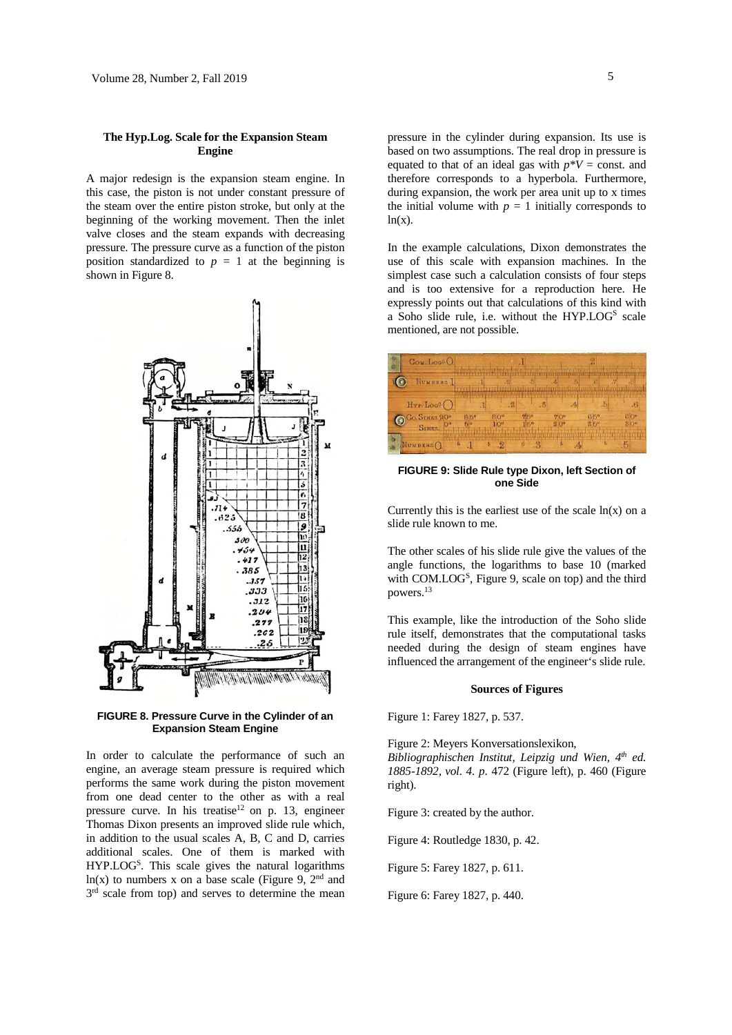### The Hyp.Log. Scale for the Expansion Steam Engine

A major redesign is the expansion steam engine. In this case, the piston is not under constant pressure of the steam over the entire piston stroke, but only at the beginning of the working movement. Then the inlet valve closes and the steam expands with decreasing pressure. The pressure curve as a function of the piston position standardized to $p = 1$ at the beginning is shown in Figure 8.

**FIGURE 8. Pressure Curve in the Cylinder of an Expansion Steam Engine**

In order to calculate the performance of such an engine, an average steam pressure is required which performs the same work during the piston movement from one dead center to the other as with a real pressure curve. In his treatise[12] on p. 13, engineer Thomas Dixon presents an improved slide rule which, in addition to the usual scales A, B, C and D, carries additional scales. One of them is marked with HYP.LOG[S]. This scale gives the natural logarithms ln(x) to numbers x on a base scale (Figure 9, 2nd and 3rd scale from top) and serves to determine the mean pressure in the cylinder during expansion. Its use is based on two assumptions. The real drop in pressure is equated to that of an ideal gas with $p*V$ = const. and therefore corresponds to a hyperbola. Furthermore, during expansion, the work per area unit up to x times the initial volume with $p = 1$ initially corresponds to ln(x).

In the example calculations, Dixon demonstrates the use of this scale with expansion machines. In the simplest case such a calculation consists of four steps and is too extensive for a reproduction here. He expressly points out that calculations of this kind with a Soho slide rule, i.e. without the HYP.LOG[S] scale mentioned, are not possible.

**FIGURE 9: Slide Rule type Dixon, left Section of one Side**

Currently this is the earliest use of the scale ln(x) on a slide rule known to me.

The other scales of his slide rule give the values of the angle functions, the logarithms to base 10 (marked with COM.LOG[S], Figure 9, scale on top) and the third powers.[13]

This example, like the introduction of the Soho slide rule itself, demonstrates that the computational tasks needed during the design of steam engines have influenced the arrangement of the engineer's slide rule.

#### Sources of Figures

Figure 1: Farey 1827, p. 537.

Figure 2: Meyers Konversationslexikon, *Bibliographischen Institut, Leipzig und Wien, 4th ed. 1885-1892, vol. 4. p.* 472 (Figure left), p. 460 (Figure right).

Figure 3: created by the author.

Figure 4: Routledge 1830, p. 42.

Figure 5: Farey 1827, p. 611.

Figure 6: Farey 1827, p. 440.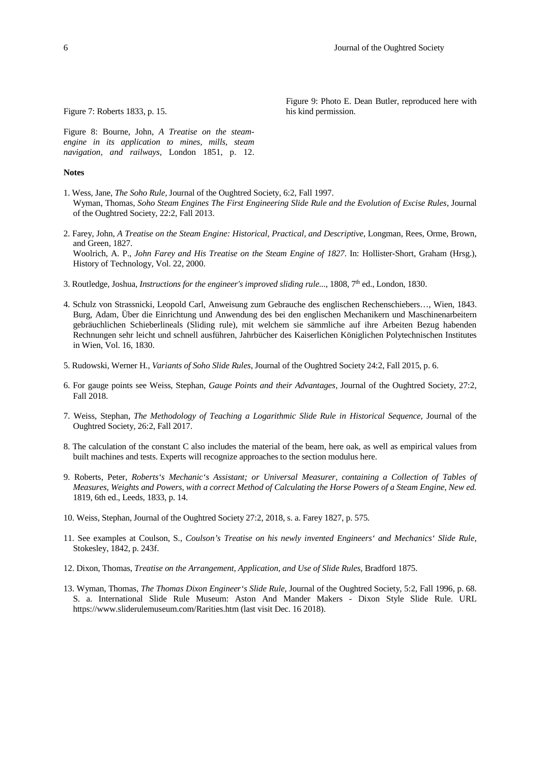Figure 7: Roberts 1833, p. 15.

Figure 8: Bourne, John, *A Treatise on the steam-engine in its application to mines, mills, steam navigation, and railways,* London 1851, p. 12.

Figure 9: Photo E. Dean Butler, reproduced here with his kind permission.

**Notes**

1. Wess, Jane, *The Soho Rule*, Journal of the Oughtred Society, 6:2, Fall 1997.
   Wyman, Thomas, *Soho Steam Engines The First Engineering Slide Rule and the Evolution of Excise Rules*, Journal of the Oughtred Society, 22:2, Fall 2013.

2. Farey, John, *A Treatise on the Steam Engine: Historical, Practical, and Descriptive*, Longman, Rees, Orme, Brown, and Green, 1827.
   Woolrich, A. P., *John Farey and His Treatise on the Steam Engine of 1827*. In: Hollister-Short, Graham (Hrsg.), History of Technology, Vol. 22, 2000.

3. Routledge, Joshua, *Instructions for the engineer's improved sliding rule...*, 1808, 7th ed., London, 1830.

4. Schulz von Strassnicki, Leopold Carl, Anweisung zum Gebrauche des englischen Rechenschiebers…, Wien, 1843.
   Burg, Adam, Über die Einrichtung und Anwendung des bei den englischen Mechanikern und Maschinenarbeitern gebräuchlichen Schieberlineals (Sliding rule), mit welchem sie sämmliche auf ihre Arbeiten Bezug habenden Rechnungen sehr leicht und schnell ausführen, Jahrbücher des Kaiserlichen Königlichen Polytechnischen Institutes in Wien, Vol. 16, 1830.

5. Rudowski, Werner H., *Variants of Soho Slide Rules*, Journal of the Oughtred Society 24:2, Fall 2015, p. 6.

6. For gauge points see Weiss, Stephan, *Gauge Points and their Advantages*, Journal of the Oughtred Society, 27:2, Fall 2018.

7. Weiss, Stephan, *The Methodology of Teaching a Logarithmic Slide Rule in Historical Sequence*, Journal of the Oughtred Society, 26:2, Fall 2017.

8. The calculation of the constant C also includes the material of the beam, here oak, as well as empirical values from built machines and tests. Experts will recognize approaches to the section modulus here.

9. Roberts, Peter, *Roberts's Mechanic's Assistant; or Universal Measurer, containing a Collection of Tables of Measures, Weights and Powers, with a correct Method of Calculating the Horse Powers of a Steam Engine, New ed.* 1819, 6th ed., Leeds, 1833, p. 14.

10. Weiss, Stephan, Journal of the Oughtred Society 27:2, 2018, s. a. Farey 1827, p. 575.

11. See examples at Coulson, S., *Coulson's Treatise on his newly invented Engineers' and Mechanics' Slide Rule*, Stokesley, 1842, p. 243f.

12. Dixon, Thomas, *Treatise on the Arrangement, Application, and Use of Slide Rules*, Bradford 1875.

13. Wyman, Thomas, *The Thomas Dixon Engineer's Slide Rule*, Journal of the Oughtred Society, 5:2, Fall 1996, p. 68.
    S. a. International Slide Rule Museum: Aston And Mander Makers - Dixon Style Slide Rule. URL https://www.sliderulemuseum.com/Rarities.htm (last visit Dec. 16 2018).